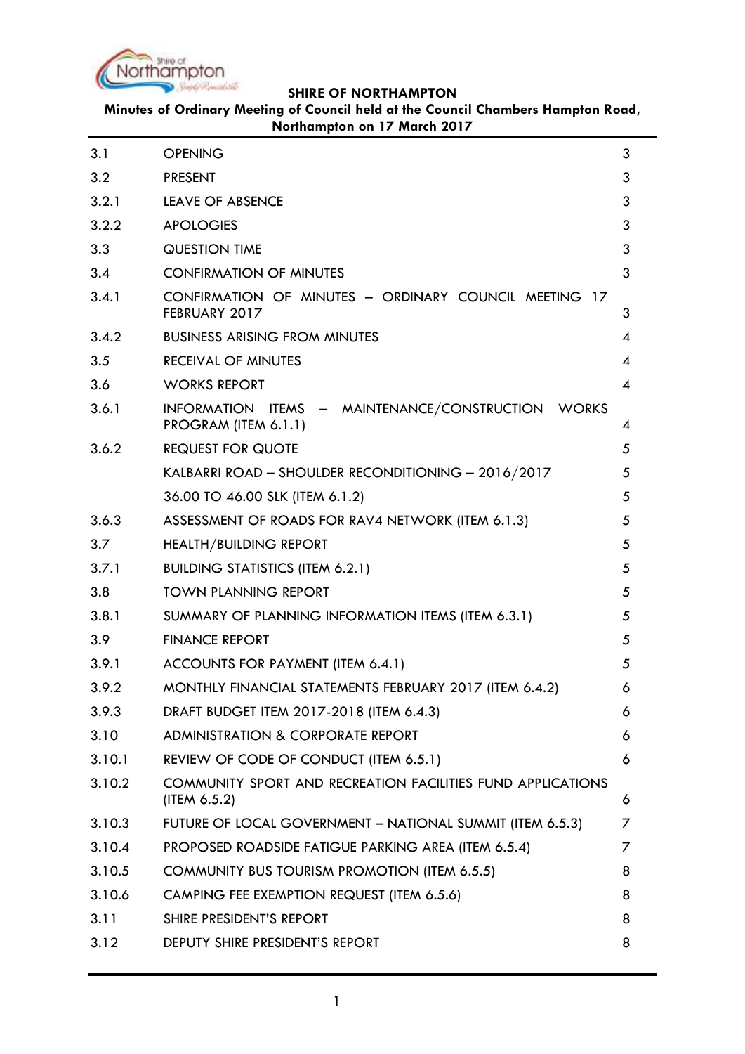**SHIRE OF NORTHAMPTON**

**Minutes of Ordinary Meeting of Council held at the Council Chambers Hampton Road, Northampton on 17 March 2017**

| | | |
|---|---|---|
| 3.1 | OPENING | 3 |
| 3.2 | PRESENT | 3 |
| 3.2.1 | LEAVE OF ABSENCE | 3 |
| 3.2.2 | APOLOGIES | 3 |
| 3.3 | QUESTION TIME | 3 |
| 3.4 | CONFIRMATION OF MINUTES | 3 |
| 3.4.1 | CONFIRMATION OF MINUTES – ORDINARY COUNCIL MEETING 17 FEBRUARY 2017 | 3 |
| 3.4.2 | BUSINESS ARISING FROM MINUTES | 4 |
| 3.5 | RECEIVAL OF MINUTES | 4 |
| 3.6 | WORKS REPORT | 4 |
| 3.6.1 | INFORMATION ITEMS – MAINTENANCE/CONSTRUCTION WORKS PROGRAM (ITEM 6.1.1) | 4 |
| 3.6.2 | REQUEST FOR QUOTE | 5 |
| | KALBARRI ROAD – SHOULDER RECONDITIONING – 2016/2017 | 5 |
| | 36.00 TO 46.00 SLK (ITEM 6.1.2) | 5 |
| 3.6.3 | ASSESSMENT OF ROADS FOR RAV4 NETWORK (ITEM 6.1.3) | 5 |
| 3.7 | HEALTH/BUILDING REPORT | 5 |
| 3.7.1 | BUILDING STATISTICS (ITEM 6.2.1) | 5 |
| 3.8 | TOWN PLANNING REPORT | 5 |
| 3.8.1 | SUMMARY OF PLANNING INFORMATION ITEMS (ITEM 6.3.1) | 5 |
| 3.9 | FINANCE REPORT | 5 |
| 3.9.1 | ACCOUNTS FOR PAYMENT (ITEM 6.4.1) | 5 |
| 3.9.2 | MONTHLY FINANCIAL STATEMENTS FEBRUARY 2017 (ITEM 6.4.2) | 6 |
| 3.9.3 | DRAFT BUDGET ITEM 2017-2018 (ITEM 6.4.3) | 6 |
| 3.10 | ADMINISTRATION & CORPORATE REPORT | 6 |
| 3.10.1 | REVIEW OF CODE OF CONDUCT (ITEM 6.5.1) | 6 |
| 3.10.2 | COMMUNITY SPORT AND RECREATION FACILITIES FUND APPLICATIONS (ITEM 6.5.2) | 6 |
| 3.10.3 | FUTURE OF LOCAL GOVERNMENT – NATIONAL SUMMIT (ITEM 6.5.3) | 7 |
| 3.10.4 | PROPOSED ROADSIDE FATIGUE PARKING AREA (ITEM 6.5.4) | 7 |
| 3.10.5 | COMMUNITY BUS TOURISM PROMOTION (ITEM 6.5.5) | 8 |
| 3.10.6 | CAMPING FEE EXEMPTION REQUEST (ITEM 6.5.6) | 8 |
| 3.11 | SHIRE PRESIDENT'S REPORT | 8 |
| 3.12 | DEPUTY SHIRE PRESIDENT'S REPORT | 8 |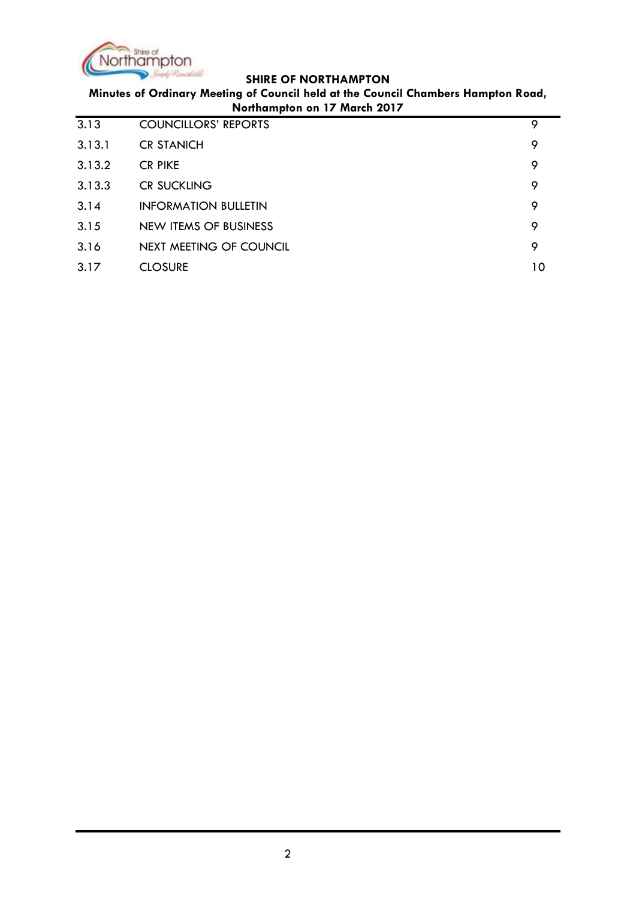| | | |
|---|---|---|
| 3.13 | COUNCILLORS' REPORTS | 9 |
| 3.13.1 | CR STANICH | 9 |
| 3.13.2 | CR PIKE | 9 |
| 3.13.3 | CR SUCKLING | 9 |
| 3.14 | INFORMATION BULLETIN | 9 |
| 3.15 | NEW ITEMS OF BUSINESS | 9 |
| 3.16 | NEXT MEETING OF COUNCIL | 9 |
| 3.17 | CLOSURE | 10 |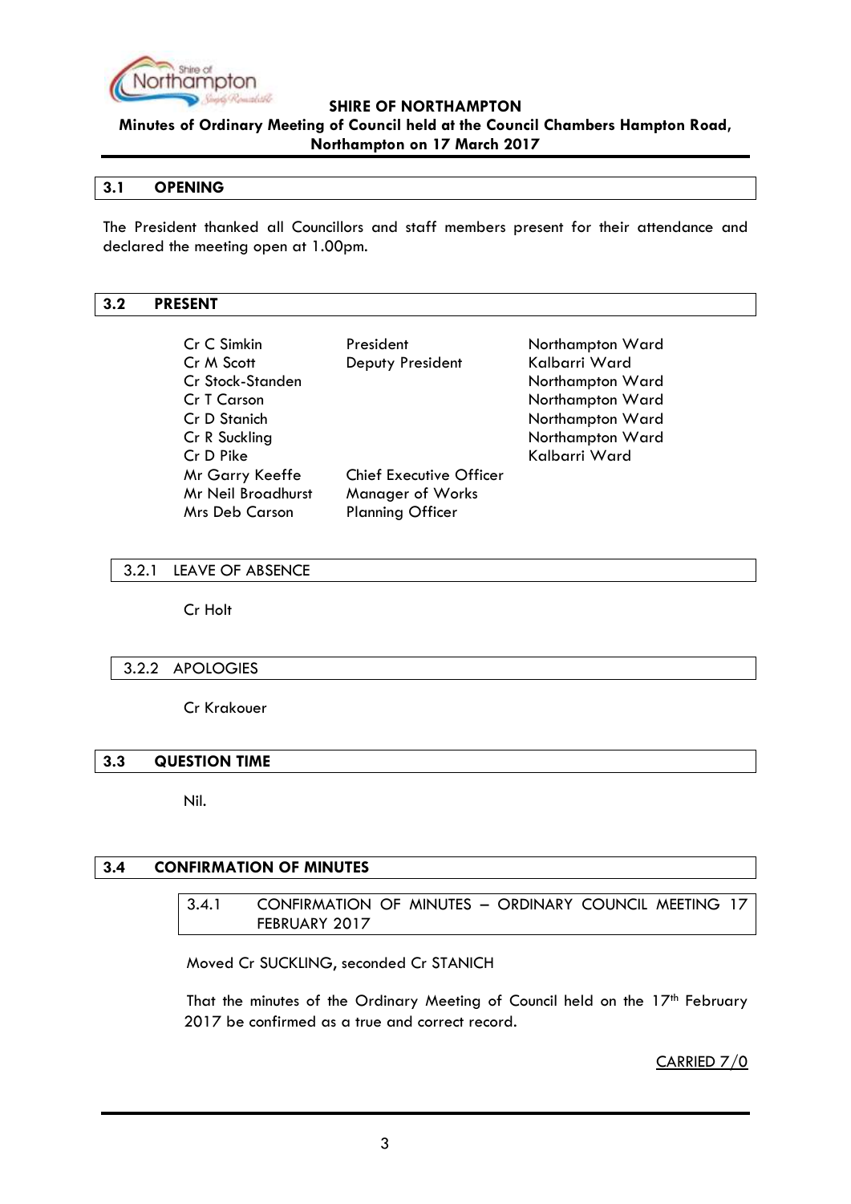**SHIRE OF NORTHAMPTON**

**Minutes of Ordinary Meeting of Council held at the Council Chambers Hampton Road, Northampton on 17 March 2017**

## 3.1 OPENING

The President thanked all Councillors and staff members present for their attendance and declared the meeting open at 1.00pm.

## 3.2 PRESENT

| | | |
|---|---|---|
| Cr C Simkin | President | Northampton Ward |
| Cr M Scott | Deputy President | Kalbarri Ward |
| Cr Stock-Standen | | Northampton Ward |
| Cr T Carson | | Northampton Ward |
| Cr D Stanich | | Northampton Ward |
| Cr R Suckling | | Northampton Ward |
| Cr D Pike | | Kalbarri Ward |
| Mr Garry Keeffe | Chief Executive Officer | |
| Mr Neil Broadhurst | Manager of Works | |
| Mrs Deb Carson | Planning Officer | |

### 3.2.1 LEAVE OF ABSENCE

Cr Holt

### 3.2.2 APOLOGIES

Cr Krakouer

## 3.3 QUESTION TIME

Nil.

## 3.4 CONFIRMATION OF MINUTES

### 3.4.1 CONFIRMATION OF MINUTES – ORDINARY COUNCIL MEETING 17 FEBRUARY 2017

Moved Cr SUCKLING, seconded Cr STANICH

That the minutes of the Ordinary Meeting of Council held on the 17th February 2017 be confirmed as a true and correct record.

CARRIED 7/0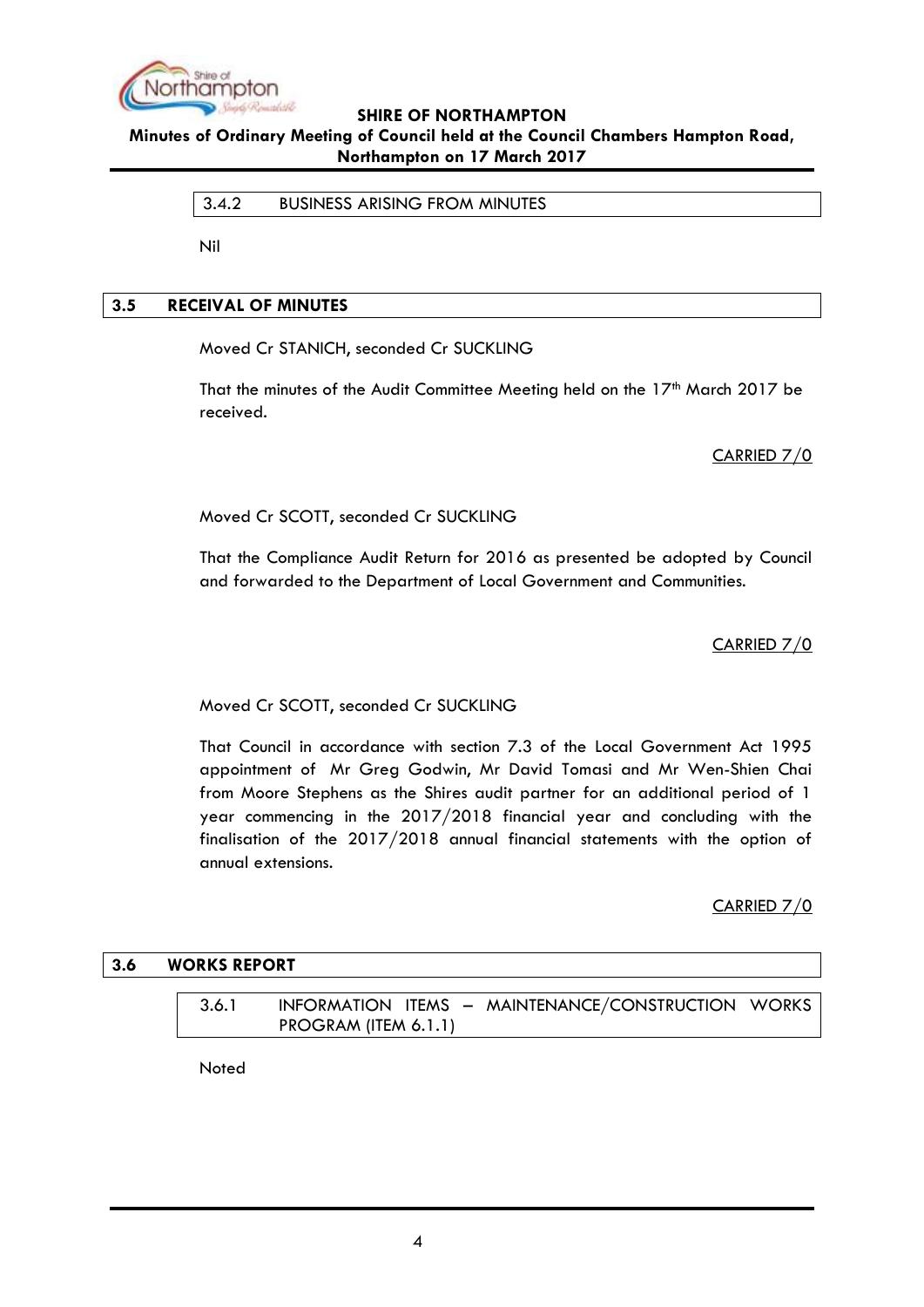### 3.4.2 BUSINESS ARISING FROM MINUTES

Nil

## 3.5 RECEIVAL OF MINUTES

Moved Cr STANICH, seconded Cr SUCKLING

That the minutes of the Audit Committee Meeting held on the 17th March 2017 be received.

CARRIED 7/0

Moved Cr SCOTT, seconded Cr SUCKLING

That the Compliance Audit Return for 2016 as presented be adopted by Council and forwarded to the Department of Local Government and Communities.

CARRIED 7/0

Moved Cr SCOTT, seconded Cr SUCKLING

That Council in accordance with section 7.3 of the Local Government Act 1995 appointment of Mr Greg Godwin, Mr David Tomasi and Mr Wen-Shien Chai from Moore Stephens as the Shires audit partner for an additional period of 1 year commencing in the 2017/2018 financial year and concluding with the finalisation of the 2017/2018 annual financial statements with the option of annual extensions.

CARRIED 7/0

## 3.6 WORKS REPORT

### 3.6.1 INFORMATION ITEMS – MAINTENANCE/CONSTRUCTION WORKS PROGRAM (ITEM 6.1.1)

Noted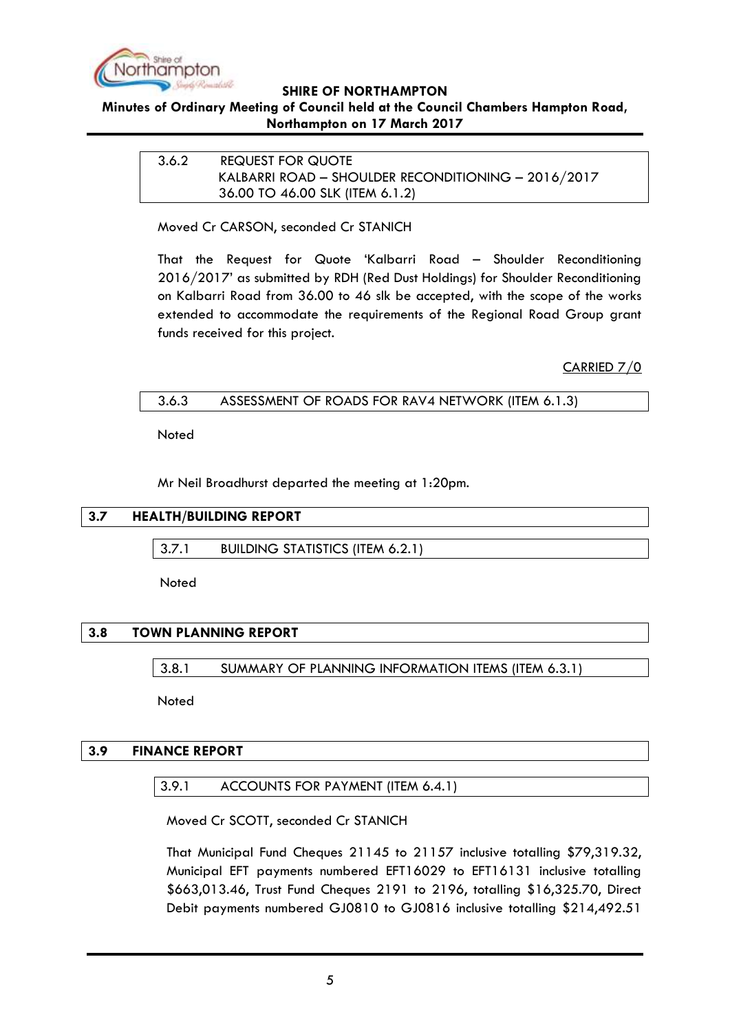### 3.6.2 REQUEST FOR QUOTE KALBARRI ROAD – SHOULDER RECONDITIONING – 2016/2017 36.00 TO 46.00 SLK (ITEM 6.1.2)

Moved Cr CARSON, seconded Cr STANICH

That the Request for Quote 'Kalbarri Road – Shoulder Reconditioning 2016/2017' as submitted by RDH (Red Dust Holdings) for Shoulder Reconditioning on Kalbarri Road from 36.00 to 46 slk be accepted, with the scope of the works extended to accommodate the requirements of the Regional Road Group grant funds received for this project.

CARRIED 7/0

### 3.6.3 ASSESSMENT OF ROADS FOR RAV4 NETWORK (ITEM 6.1.3)

Noted

Mr Neil Broadhurst departed the meeting at 1:20pm.

## 3.7 HEALTH/BUILDING REPORT

### 3.7.1 BUILDING STATISTICS (ITEM 6.2.1)

Noted

## 3.8 TOWN PLANNING REPORT

### 3.8.1 SUMMARY OF PLANNING INFORMATION ITEMS (ITEM 6.3.1)

Noted

## 3.9 FINANCE REPORT

### 3.9.1 ACCOUNTS FOR PAYMENT (ITEM 6.4.1)

Moved Cr SCOTT, seconded Cr STANICH

That Municipal Fund Cheques 21145 to 21157 inclusive totalling $79,319.32, Municipal EFT payments numbered EFT16029 to EFT16131 inclusive totalling $663,013.46, Trust Fund Cheques 2191 to 2196, totalling $16,325.70, Direct Debit payments numbered GJ0810 to GJ0816 inclusive totalling $214,492.51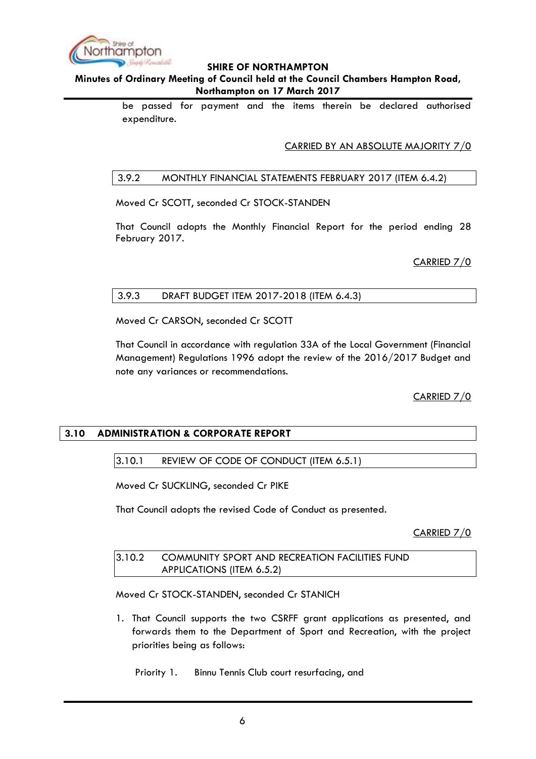be passed for payment and the items therein be declared authorised expenditure.

CARRIED BY AN ABSOLUTE MAJORITY 7/0

### 3.9.2 MONTHLY FINANCIAL STATEMENTS FEBRUARY 2017 (ITEM 6.4.2)

Moved Cr SCOTT, seconded Cr STOCK-STANDEN

That Council adopts the Monthly Financial Report for the period ending 28 February 2017.

CARRIED 7/0

### 3.9.3 DRAFT BUDGET ITEM 2017-2018 (ITEM 6.4.3)

Moved Cr CARSON, seconded Cr SCOTT

That Council in accordance with regulation 33A of the Local Government (Financial Management) Regulations 1996 adopt the review of the 2016/2017 Budget and note any variances or recommendations.

CARRIED 7/0

## 3.10 ADMINISTRATION & CORPORATE REPORT

### 3.10.1 REVIEW OF CODE OF CONDUCT (ITEM 6.5.1)

Moved Cr SUCKLING, seconded Cr PIKE

That Council adopts the revised Code of Conduct as presented.

CARRIED 7/0

### 3.10.2 COMMUNITY SPORT AND RECREATION FACILITIES FUND APPLICATIONS (ITEM 6.5.2)

Moved Cr STOCK-STANDEN, seconded Cr STANICH

1. That Council supports the two CSRFF grant applications as presented, and forwards them to the Department of Sport and Recreation, with the project priorities being as follows:

   Priority 1. Binnu Tennis Club court resurfacing, and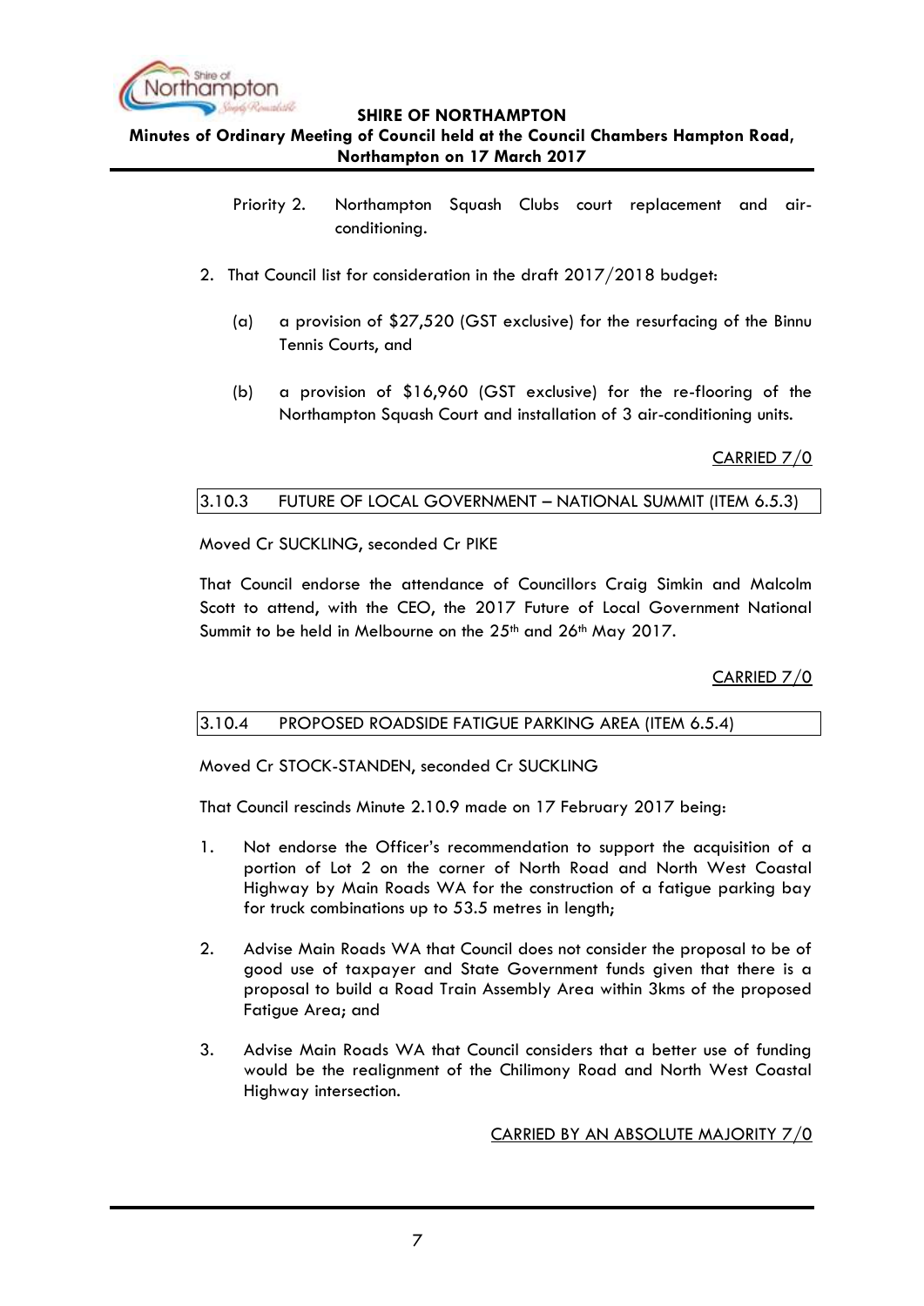Priority 2. Northampton Squash Clubs court replacement and air-conditioning.

2. That Council list for consideration in the draft 2017/2018 budget:

   (a) a provision of $27,520 (GST exclusive) for the resurfacing of the Binnu Tennis Courts, and

   (b) a provision of $16,960 (GST exclusive) for the re-flooring of the Northampton Squash Court and installation of 3 air-conditioning units.

CARRIED 7/0

### 3.10.3 FUTURE OF LOCAL GOVERNMENT – NATIONAL SUMMIT (ITEM 6.5.3)

Moved Cr SUCKLING, seconded Cr PIKE

That Council endorse the attendance of Councillors Craig Simkin and Malcolm Scott to attend, with the CEO, the 2017 Future of Local Government National Summit to be held in Melbourne on the 25th and 26th May 2017.

CARRIED 7/0

### 3.10.4 PROPOSED ROADSIDE FATIGUE PARKING AREA (ITEM 6.5.4)

Moved Cr STOCK-STANDEN, seconded Cr SUCKLING

That Council rescinds Minute 2.10.9 made on 17 February 2017 being:

1. Not endorse the Officer's recommendation to support the acquisition of a portion of Lot 2 on the corner of North Road and North West Coastal Highway by Main Roads WA for the construction of a fatigue parking bay for truck combinations up to 53.5 metres in length;

2. Advise Main Roads WA that Council does not consider the proposal to be of good use of taxpayer and State Government funds given that there is a proposal to build a Road Train Assembly Area within 3kms of the proposed Fatigue Area; and

3. Advise Main Roads WA that Council considers that a better use of funding would be the realignment of the Chilimony Road and North West Coastal Highway intersection.

CARRIED BY AN ABSOLUTE MAJORITY 7/0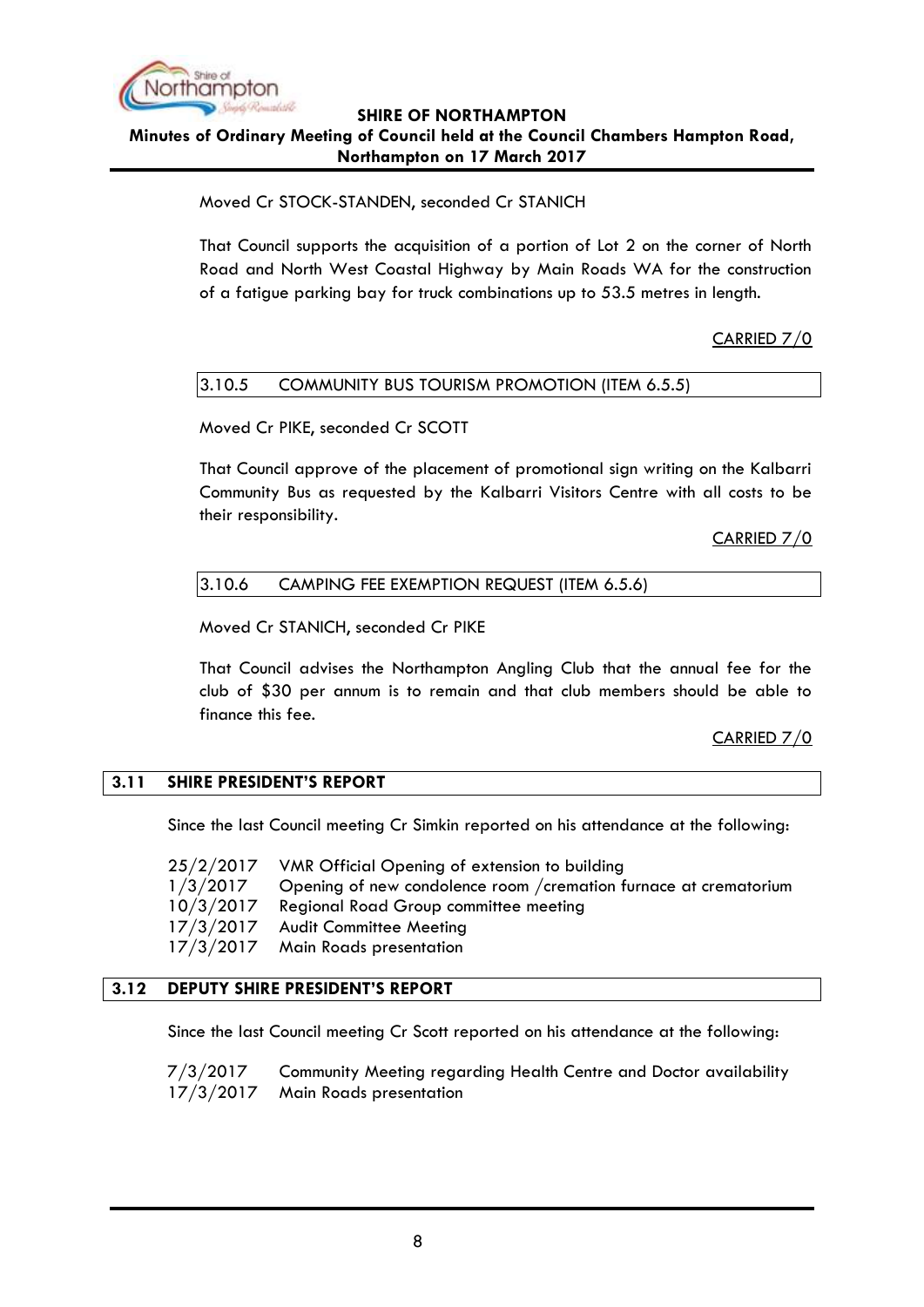Moved Cr STOCK-STANDEN, seconded Cr STANICH

That Council supports the acquisition of a portion of Lot 2 on the corner of North Road and North West Coastal Highway by Main Roads WA for the construction of a fatigue parking bay for truck combinations up to 53.5 metres in length.

CARRIED 7/0

### 3.10.5 COMMUNITY BUS TOURISM PROMOTION (ITEM 6.5.5)

Moved Cr PIKE, seconded Cr SCOTT

That Council approve of the placement of promotional sign writing on the Kalbarri Community Bus as requested by the Kalbarri Visitors Centre with all costs to be their responsibility.

CARRIED 7/0

### 3.10.6 CAMPING FEE EXEMPTION REQUEST (ITEM 6.5.6)

Moved Cr STANICH, seconded Cr PIKE

That Council advises the Northampton Angling Club that the annual fee for the club of $30 per annum is to remain and that club members should be able to finance this fee.

CARRIED 7/0

## 3.11 SHIRE PRESIDENT'S REPORT

Since the last Council meeting Cr Simkin reported on his attendance at the following:

| | |
|---|---|
| 25/2/2017 | VMR Official Opening of extension to building |
| 1/3/2017 | Opening of new condolence room /cremation furnace at crematorium |
| 10/3/2017 | Regional Road Group committee meeting |
| 17/3/2017 | Audit Committee Meeting |
| 17/3/2017 | Main Roads presentation |

## 3.12 DEPUTY SHIRE PRESIDENT'S REPORT

Since the last Council meeting Cr Scott reported on his attendance at the following:

| | |
|---|---|
| 7/3/2017 | Community Meeting regarding Health Centre and Doctor availability |
| 17/3/2017 | Main Roads presentation |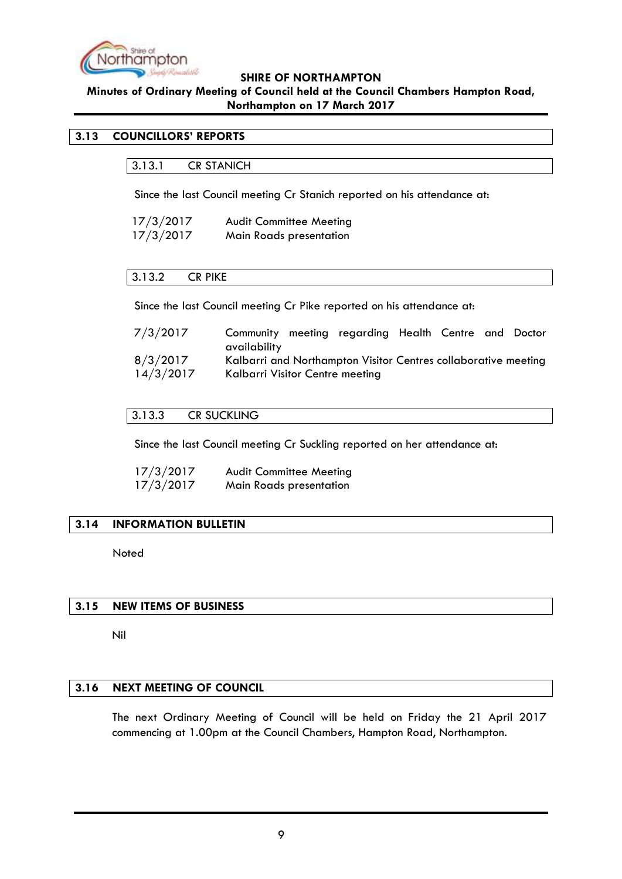## 3.13 COUNCILLORS' REPORTS

### 3.13.1 CR STANICH

Since the last Council meeting Cr Stanich reported on his attendance at:

| | |
|---|---|
| 17/3/2017 | Audit Committee Meeting |
| 17/3/2017 | Main Roads presentation |

### 3.13.2 CR PIKE

Since the last Council meeting Cr Pike reported on his attendance at:

| | |
|---|---|
| 7/3/2017 | Community meeting regarding Health Centre and Doctor availability |
| 8/3/2017 | Kalbarri and Northampton Visitor Centres collaborative meeting |
| 14/3/2017 | Kalbarri Visitor Centre meeting |

### 3.13.3 CR SUCKLING

Since the last Council meeting Cr Suckling reported on her attendance at:

| | |
|---|---|
| 17/3/2017 | Audit Committee Meeting |
| 17/3/2017 | Main Roads presentation |

## 3.14 INFORMATION BULLETIN

Noted

## 3.15 NEW ITEMS OF BUSINESS

Nil

## 3.16 NEXT MEETING OF COUNCIL

The next Ordinary Meeting of Council will be held on Friday the 21 April 2017 commencing at 1.00pm at the Council Chambers, Hampton Road, Northampton.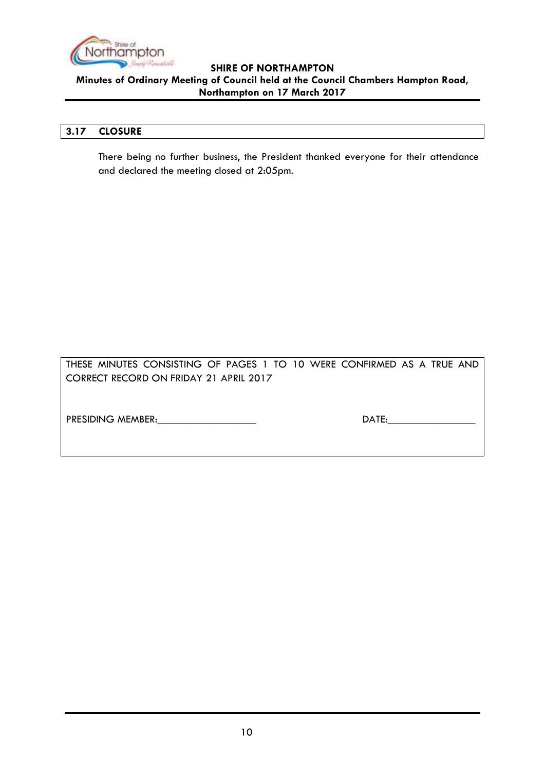## 3.17 CLOSURE

There being no further business, the President thanked everyone for their attendance and declared the meeting closed at 2:05pm.

THESE MINUTES CONSISTING OF PAGES 1 TO 10 WERE CONFIRMED AS A TRUE AND CORRECT RECORD ON FRIDAY 21 APRIL 2017

PRESIDING MEMBER:___________________ DATE:_________________